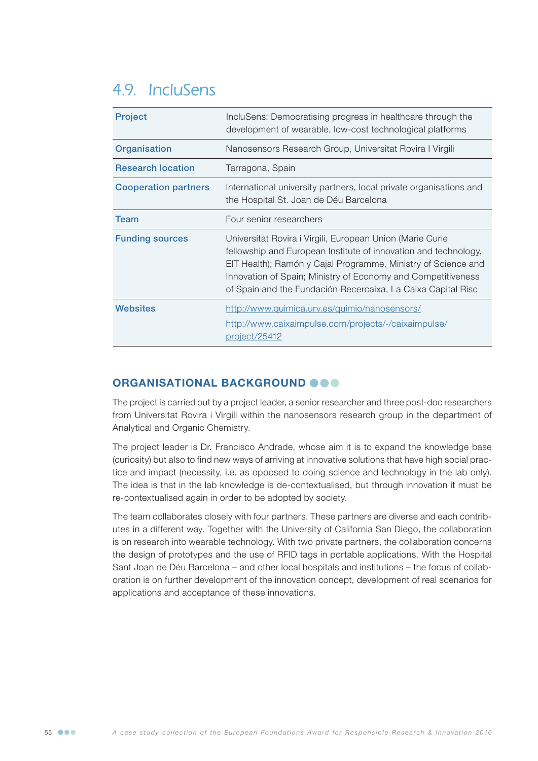# 4.9. IncluSens

| | |
|---|---|
| **Project** | IncluSens: Democratising progress in healthcare through the development of wearable, low-cost technological platforms |
| **Organisation** | Nanosensors Research Group, Universitat Rovira I Virgili |
| **Research location** | Tarragona, Spain |
| **Cooperation partners** | International university partners, local private organisations and the Hospital St. Joan de Déu Barcelona |
| **Team** | Four senior researchers |
| **Funding sources** | Universitat Rovira i Virgili, European Union (Marie Curie fellowship and European Institute of innovation and technology, EIT Health); Ramón y Cajal Programme, Ministry of Science and Innovation of Spain; Ministry of Economy and Competitiveness of Spain and the Fundación Recercaixa, La Caixa Capital Risc |
| **Websites** | http://www.quimica.urv.es/quimio/nanosensors/ <br> http://www.caixaimpulse.com/projects/-/caixaimpulse/project/25412 |

## ORGANISATIONAL BACKGROUND

The project is carried out by a project leader, a senior researcher and three post-doc researchers from Universitat Rovira i Virgili within the nanosensors research group in the department of Analytical and Organic Chemistry.

The project leader is Dr. Francisco Andrade, whose aim it is to expand the knowledge base (curiosity) but also to find new ways of arriving at innovative solutions that have high social practice and impact (necessity, i.e. as opposed to doing science and technology in the lab only). The idea is that in the lab knowledge is de-contextualised, but through innovation it must be re-contextualised again in order to be adopted by society.

The team collaborates closely with four partners. These partners are diverse and each contributes in a different way. Together with the University of California San Diego, the collaboration is on research into wearable technology. With two private partners, the collaboration concerns the design of prototypes and the use of RFID tags in portable applications. With the Hospital Sant Joan de Déu Barcelona – and other local hospitals and institutions – the focus of collaboration is on further development of the innovation concept, development of real scenarios for applications and acceptance of these innovations.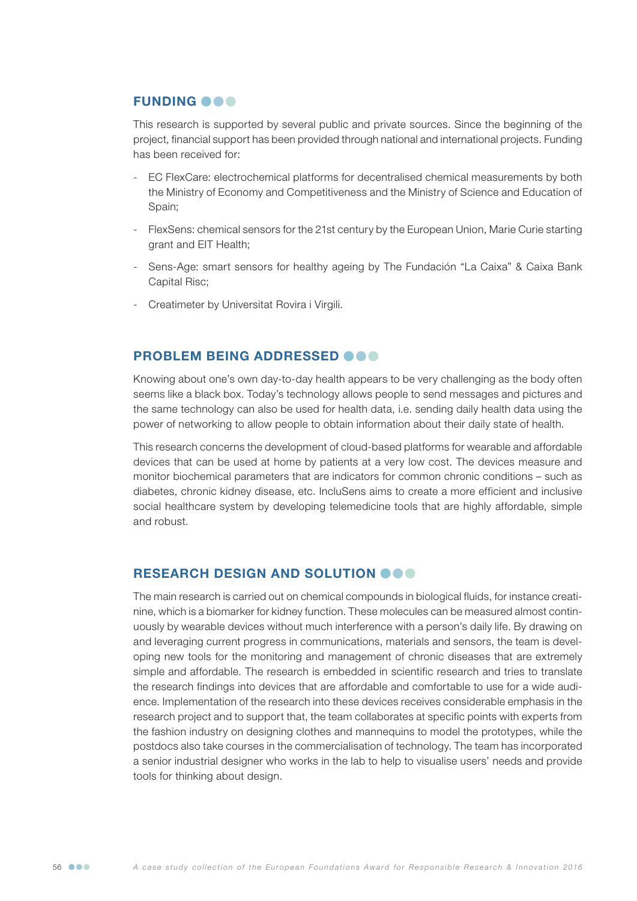## FUNDING

This research is supported by several public and private sources. Since the beginning of the project, financial support has been provided through national and international projects. Funding has been received for:

- EC FlexCare: electrochemical platforms for decentralised chemical measurements by both the Ministry of Economy and Competitiveness and the Ministry of Science and Education of Spain;
- FlexSens: chemical sensors for the 21st century by the European Union, Marie Curie starting grant and EIT Health;
- Sens-Age: smart sensors for healthy ageing by The Fundación "La Caixa" & Caixa Bank Capital Risc;
- Creatimeter by Universitat Rovira i Virgili.

## PROBLEM BEING ADDRESSED

Knowing about one's own day-to-day health appears to be very challenging as the body often seems like a black box. Today's technology allows people to send messages and pictures and the same technology can also be used for health data, i.e. sending daily health data using the power of networking to allow people to obtain information about their daily state of health.

This research concerns the development of cloud-based platforms for wearable and affordable devices that can be used at home by patients at a very low cost. The devices measure and monitor biochemical parameters that are indicators for common chronic conditions – such as diabetes, chronic kidney disease, etc. IncluSens aims to create a more efficient and inclusive social healthcare system by developing telemedicine tools that are highly affordable, simple and robust.

## RESEARCH DESIGN AND SOLUTION

The main research is carried out on chemical compounds in biological fluids, for instance creatinine, which is a biomarker for kidney function. These molecules can be measured almost continuously by wearable devices without much interference with a person's daily life. By drawing on and leveraging current progress in communications, materials and sensors, the team is developing new tools for the monitoring and management of chronic diseases that are extremely simple and affordable. The research is embedded in scientific research and tries to translate the research findings into devices that are affordable and comfortable to use for a wide audience. Implementation of the research into these devices receives considerable emphasis in the research project and to support that, the team collaborates at specific points with experts from the fashion industry on designing clothes and mannequins to model the prototypes, while the postdocs also take courses in the commercialisation of technology. The team has incorporated a senior industrial designer who works in the lab to help to visualise users' needs and provide tools for thinking about design.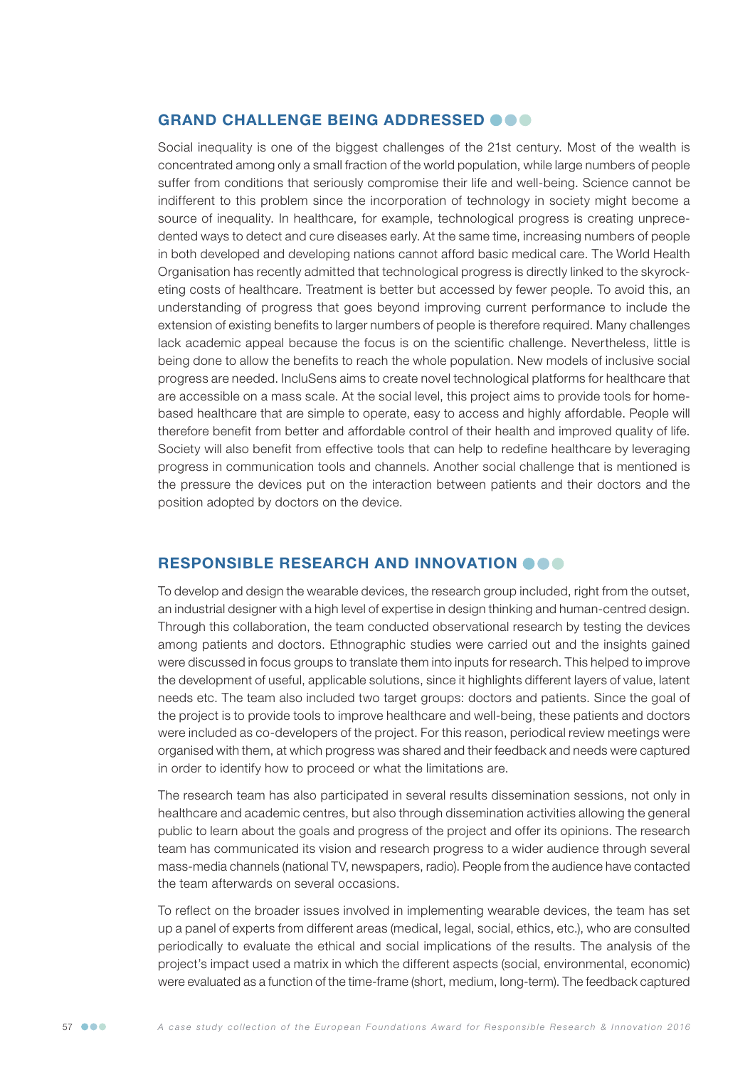## GRAND CHALLENGE BEING ADDRESSED

Social inequality is one of the biggest challenges of the 21st century. Most of the wealth is concentrated among only a small fraction of the world population, while large numbers of people suffer from conditions that seriously compromise their life and well-being. Science cannot be indifferent to this problem since the incorporation of technology in society might become a source of inequality. In healthcare, for example, technological progress is creating unprecedented ways to detect and cure diseases early. At the same time, increasing numbers of people in both developed and developing nations cannot afford basic medical care. The World Health Organisation has recently admitted that technological progress is directly linked to the skyrocketing costs of healthcare. Treatment is better but accessed by fewer people. To avoid this, an understanding of progress that goes beyond improving current performance to include the extension of existing benefits to larger numbers of people is therefore required. Many challenges lack academic appeal because the focus is on the scientific challenge. Nevertheless, little is being done to allow the benefits to reach the whole population. New models of inclusive social progress are needed. IncluSens aims to create novel technological platforms for healthcare that are accessible on a mass scale. At the social level, this project aims to provide tools for home-based healthcare that are simple to operate, easy to access and highly affordable. People will therefore benefit from better and affordable control of their health and improved quality of life. Society will also benefit from effective tools that can help to redefine healthcare by leveraging progress in communication tools and channels. Another social challenge that is mentioned is the pressure the devices put on the interaction between patients and their doctors and the position adopted by doctors on the device.

## RESPONSIBLE RESEARCH AND INNOVATION

To develop and design the wearable devices, the research group included, right from the outset, an industrial designer with a high level of expertise in design thinking and human-centred design. Through this collaboration, the team conducted observational research by testing the devices among patients and doctors. Ethnographic studies were carried out and the insights gained were discussed in focus groups to translate them into inputs for research. This helped to improve the development of useful, applicable solutions, since it highlights different layers of value, latent needs etc. The team also included two target groups: doctors and patients. Since the goal of the project is to provide tools to improve healthcare and well-being, these patients and doctors were included as co-developers of the project. For this reason, periodical review meetings were organised with them, at which progress was shared and their feedback and needs were captured in order to identify how to proceed or what the limitations are.

The research team has also participated in several results dissemination sessions, not only in healthcare and academic centres, but also through dissemination activities allowing the general public to learn about the goals and progress of the project and offer its opinions. The research team has communicated its vision and research progress to a wider audience through several mass-media channels (national TV, newspapers, radio). People from the audience have contacted the team afterwards on several occasions.

To reflect on the broader issues involved in implementing wearable devices, the team has set up a panel of experts from different areas (medical, legal, social, ethics, etc.), who are consulted periodically to evaluate the ethical and social implications of the results. The analysis of the project's impact used a matrix in which the different aspects (social, environmental, economic) were evaluated as a function of the time-frame (short, medium, long-term). The feedback captured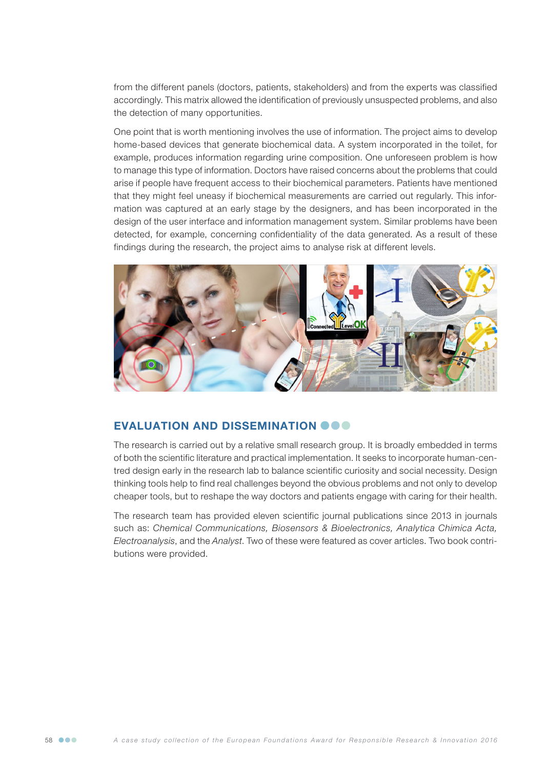from the different panels (doctors, patients, stakeholders) and from the experts was classified accordingly. This matrix allowed the identification of previously unsuspected problems, and also the detection of many opportunities.

One point that is worth mentioning involves the use of information. The project aims to develop home-based devices that generate biochemical data. A system incorporated in the toilet, for example, produces information regarding urine composition. One unforeseen problem is how to manage this type of information. Doctors have raised concerns about the problems that could arise if people have frequent access to their biochemical parameters. Patients have mentioned that they might feel uneasy if biochemical measurements are carried out regularly. This information was captured at an early stage by the designers, and has been incorporated in the design of the user interface and information management system. Similar problems have been detected, for example, concerning confidentiality of the data generated. As a result of these findings during the research, the project aims to analyse risk at different levels.

## EVALUATION AND DISSEMINATION

The research is carried out by a relative small research group. It is broadly embedded in terms of both the scientific literature and practical implementation. It seeks to incorporate human-centred design early in the research lab to balance scientific curiosity and social necessity. Design thinking tools help to find real challenges beyond the obvious problems and not only to develop cheaper tools, but to reshape the way doctors and patients engage with caring for their health.

The research team has provided eleven scientific journal publications since 2013 in journals such as: *Chemical Communications, Biosensors & Bioelectronics, Analytica Chimica Acta, Electroanalysis*, and the *Analyst*. Two of these were featured as cover articles. Two book contributions were provided.